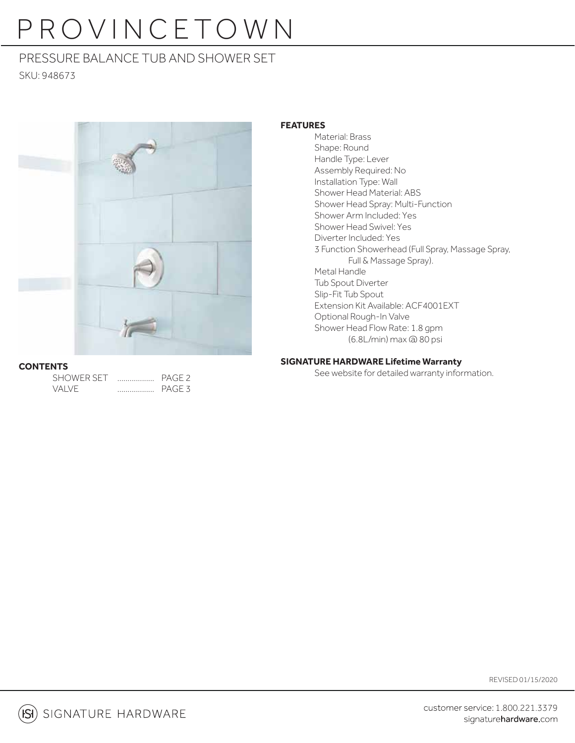# PROVINCETOWN

## PRESSURE BALANCE TUB AND SHOWER SET

SKU: 948673

**CONTENTS**

SHOWER SET .................. PAGE 2
VALVE .................. PAGE 3

**FEATURES**

Material: Brass
Shape: Round
Handle Type: Lever
Assembly Required: No
Installation Type: Wall
Shower Head Material: ABS
Shower Head Spray: Multi-Function
Shower Arm Included: Yes
Shower Head Swivel: Yes
Diverter Included: Yes
3 Function Showerhead (Full Spray, Massage Spray, Full & Massage Spray).
Metal Handle
Tub Spout Diverter
Slip-Fit Tub Spout
Extension Kit Available: ACF4001EXT
Optional Rough-In Valve
Shower Head Flow Rate: 1.8 gpm (6.8L/min) max @ 80 psi

**SIGNATURE HARDWARE Lifetime Warranty**

See website for detailed warranty information.

REVISED 01/15/2020

SIGNATURE HARDWARE

customer service: 1.800.221.3379
signaturehardware.com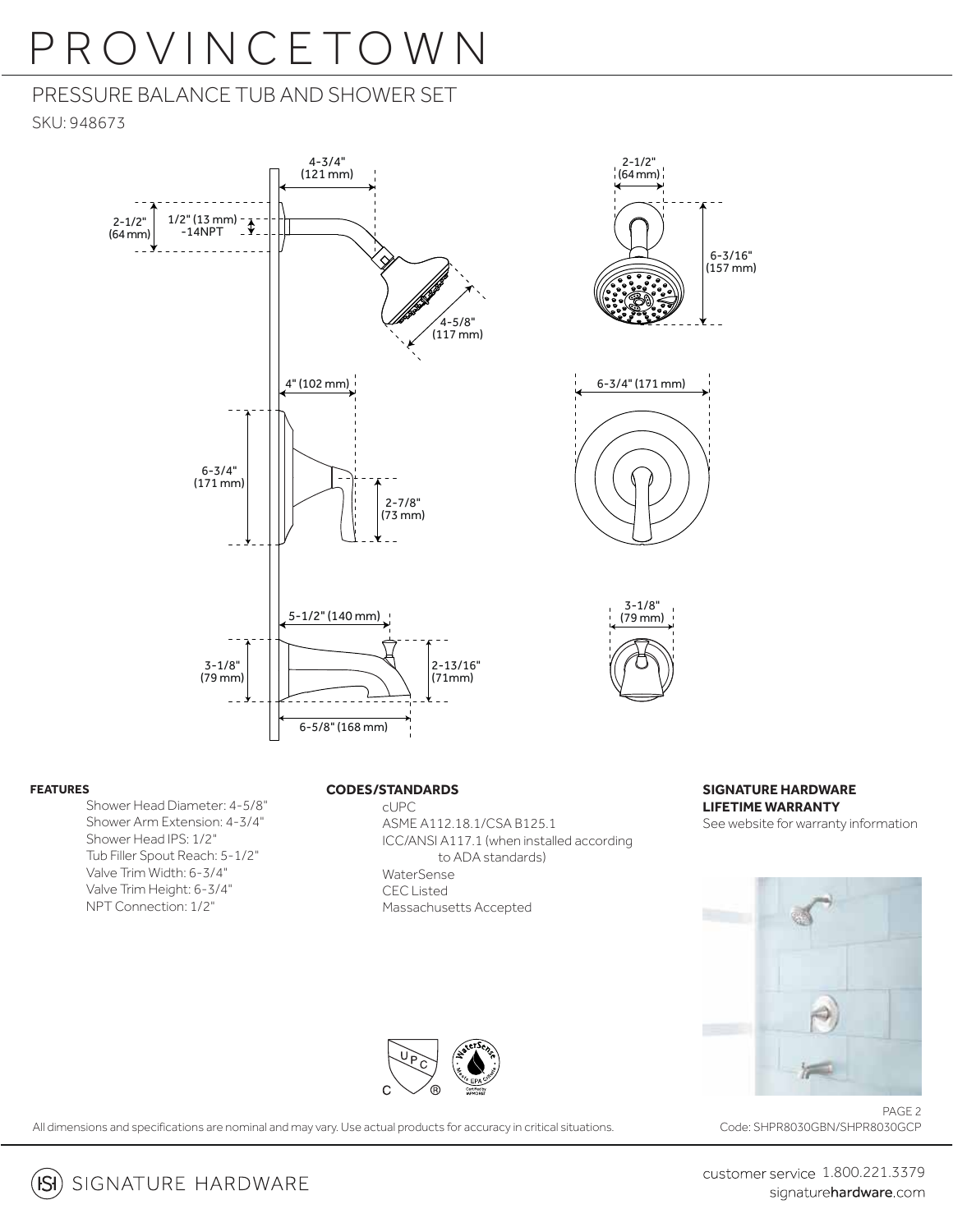# PROVINCETOWN

## PRESSURE BALANCE TUB AND SHOWER SET

SKU: 948673

4-3/4" (121 mm)

2-1/2" (64 mm)

1/2" (13 mm) -14NPT

4-5/8" (117 mm)

2-1/2" (64 mm)

6-3/16" (157 mm)

4" (102 mm)

6-3/4" (171 mm)

6-3/4" (171 mm)

2-7/8" (73 mm)

5-1/2" (140 mm)

3-1/8" (79 mm)

3-1/8" (79 mm)

2-13/16" (71mm)

6-5/8" (168 mm)

**FEATURES**

Shower Head Diameter: 4-5/8"
Shower Arm Extension: 4-3/4"
Shower Head IPS: 1/2"
Tub Filler Spout Reach: 5-1/2"
Valve Trim Width: 6-3/4"
Valve Trim Height: 6-3/4"
NPT Connection: 1/2"

**CODES/STANDARDS**

cUPC
ASME A112.18.1/CSA B125.1
ICC/ANSI A117.1 (when installed according to ADA standards)
WaterSense
CEC Listed
Massachusetts Accepted

**SIGNATURE HARDWARE LIFETIME WARRANTY**

See website for warranty information

All dimensions and specifications are nominal and may vary. Use actual products for accuracy in critical situations.

Code: SHPR8030GBN/SHPR8030GCP

SIGNATURE HARDWARE

customer service 1.800.221.3379
signaturehardware.com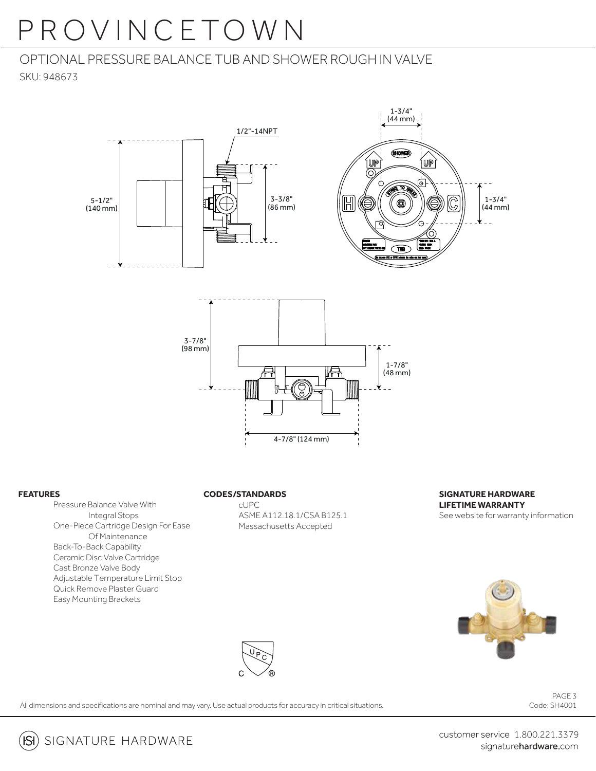# PROVINCETOWN

## OPTIONAL PRESSURE BALANCE TUB AND SHOWER ROUGH IN VALVE

SKU: 948673

1/2"-14NPT

5-1/2" (140 mm)

3-3/8" (86 mm)

1-3/4" (44 mm)

1-3/4" (44 mm)

3-7/8" (98 mm)

1-7/8" (48 mm)

4-7/8" (124 mm)

### FEATURES

- Pressure Balance Valve With Integral Stops
- One-Piece Cartridge Design For Ease Of Maintenance
- Back-To-Back Capability
- Ceramic Disc Valve Cartridge
- Cast Bronze Valve Body
- Adjustable Temperature Limit Stop
- Quick Remove Plaster Guard
- Easy Mounting Brackets

### CODES/STANDARDS

- cUPC
- ASME A112.18.1/CSA B125.1
- Massachusetts Accepted

### SIGNATURE HARDWARE LIFETIME WARRANTY

See website for warranty information

All dimensions and specifications are nominal and may vary. Use actual products for accuracy in critical situations.

Code: SH4001

SIGNATURE HARDWARE

customer service 1.800.221.3379
signaturehardware.com